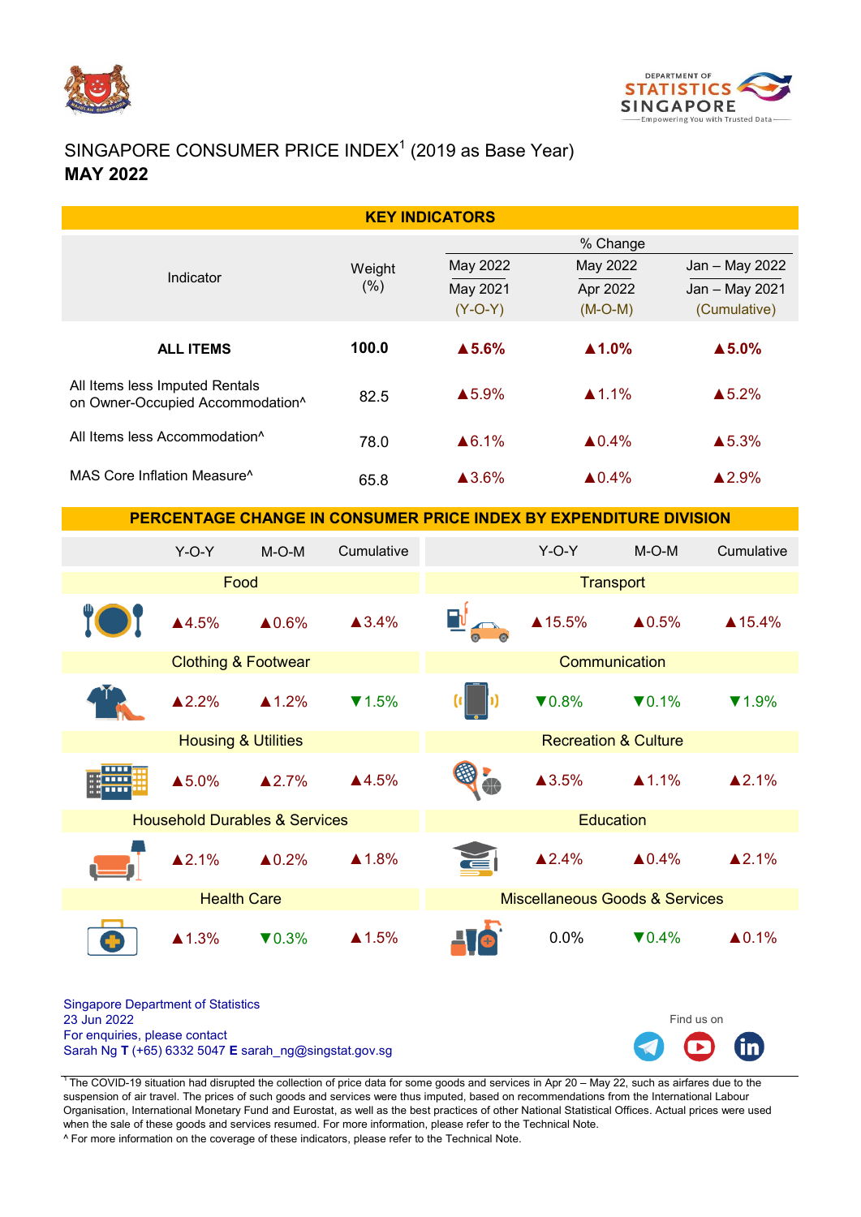# SINGAPORE CONSUMER PRICE INDEX[1] (2019 as Base Year)

## MAY 2022

### KEY INDICATORS

| Indicator | Weight (%) | % Change May 2022 / May 2021 (Y-O-Y) | % Change May 2022 / Apr 2022 (M-O-M) | % Change Jan – May 2022 / Jan – May 2021 (Cumulative) |
|---|---|---|---|---|
| **ALL ITEMS** | **100.0** | **▲5.6%** | **▲1.0%** | **▲5.0%** |
| All Items less Imputed Rentals on Owner-Occupied Accommodation^ | 82.5 | ▲5.9% | ▲1.1% | ▲5.2% |
| All Items less Accommodation^ | 78.0 | ▲6.1% | ▲0.4% | ▲5.3% |
| MAS Core Inflation Measure^ | 65.8 | ▲3.6% | ▲0.4% | ▲2.9% |

### PERCENTAGE CHANGE IN CONSUMER PRICE INDEX BY EXPENDITURE DIVISION

| Division | Y-O-Y | M-O-M | Cumulative |
|---|---|---|---|
| Food | ▲4.5% | ▲0.6% | ▲3.4% |
| Clothing & Footwear | ▲2.2% | ▲1.2% | ▼1.5% |
| Housing & Utilities | ▲5.0% | ▲2.7% | ▲4.5% |
| Household Durables & Services | ▲2.1% | ▲0.2% | ▲1.8% |
| Health Care | ▲1.3% | ▼0.3% | ▲1.5% |
| Transport | ▲15.5% | ▲0.5% | ▲15.4% |
| Communication | ▼0.8% | ▼0.1% | ▼1.9% |
| Recreation & Culture | ▲3.5% | ▲1.1% | ▲2.1% |
| Education | ▲2.4% | ▲0.4% | ▲2.1% |
| Miscellaneous Goods & Services | 0.0% | ▼0.4% | ▲0.1% |

Singapore Department of Statistics
23 Jun 2022
For enquiries, please contact
Sarah Ng **T** (+65) 6332 5047 **E** sarah_ng@singstat.gov.sg

Find us on

[1] The COVID-19 situation had disrupted the collection of price data for some goods and services in Apr 20 – May 22, such as airfares due to the suspension of air travel. The prices of such goods and services were thus imputed, based on recommendations from the International Labour Organisation, International Monetary Fund and Eurostat, as well as the best practices of other National Statistical Offices. Actual prices were used when the sale of these goods and services resumed. For more information, please refer to the Technical Note.

^ For more information on the coverage of these indicators, please refer to the Technical Note.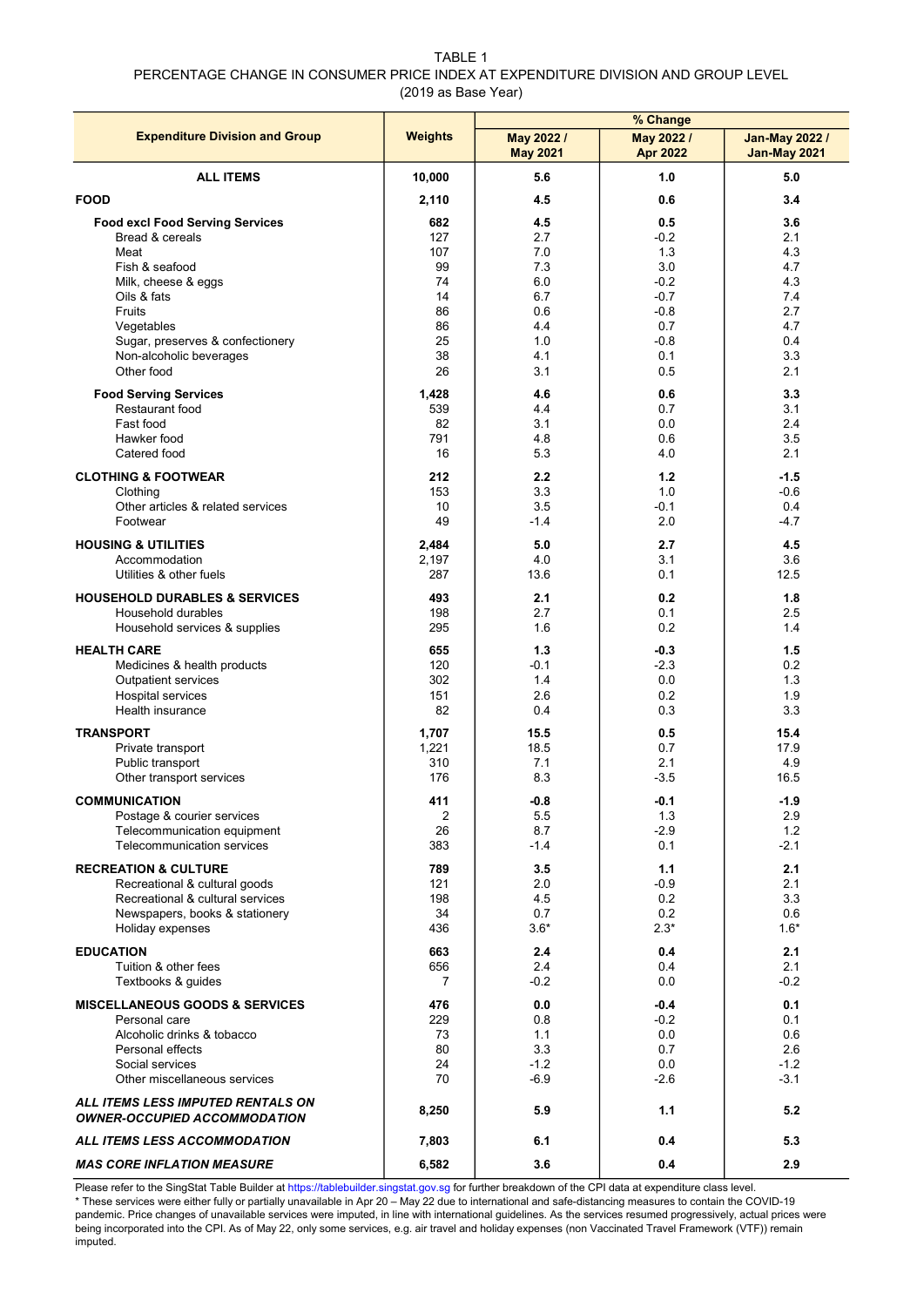TABLE 1

PERCENTAGE CHANGE IN CONSUMER PRICE INDEX AT EXPENDITURE DIVISION AND GROUP LEVEL

(2019 as Base Year)

| Expenditure Division and Group | Weights | % Change | | |
|---|---|---|---|---|
| | | **May 2022 / May 2021** | **May 2022 / Apr 2022** | **Jan-May 2022 / Jan-May 2021** |
| **ALL ITEMS** | **10,000** | **5.6** | **1.0** | **5.0** |
| **FOOD** | **2,110** | **4.5** | **0.6** | **3.4** |
| **Food excl Food Serving Services** | **682** | **4.5** | **0.5** | **3.6** |
| Bread & cereals | 127 | 2.7 | -0.2 | 2.1 |
| Meat | 107 | 7.0 | 1.3 | 4.3 |
| Fish & seafood | 99 | 7.3 | 3.0 | 4.7 |
| Milk, cheese & eggs | 74 | 6.0 | -0.2 | 4.3 |
| Oils & fats | 14 | 6.7 | -0.7 | 7.4 |
| Fruits | 86 | 0.6 | -0.8 | 2.7 |
| Vegetables | 86 | 4.4 | 0.7 | 4.7 |
| Sugar, preserves & confectionery | 25 | 1.0 | -0.8 | 0.4 |
| Non-alcoholic beverages | 38 | 4.1 | 0.1 | 3.3 |
| Other food | 26 | 3.1 | 0.5 | 2.1 |
| **Food Serving Services** | **1,428** | **4.6** | **0.6** | **3.3** |
| Restaurant food | 539 | 4.4 | 0.7 | 3.1 |
| Fast food | 82 | 3.1 | 0.0 | 2.4 |
| Hawker food | 791 | 4.8 | 0.6 | 3.5 |
| Catered food | 16 | 5.3 | 4.0 | 2.1 |
| **CLOTHING & FOOTWEAR** | **212** | **2.2** | **1.2** | **-1.5** |
| Clothing | 153 | 3.3 | 1.0 | -0.6 |
| Other articles & related services | 10 | 3.5 | -0.1 | 0.4 |
| Footwear | 49 | -1.4 | 2.0 | -4.7 |
| **HOUSING & UTILITIES** | **2,484** | **5.0** | **2.7** | **4.5** |
| Accommodation | 2,197 | 4.0 | 3.1 | 3.6 |
| Utilities & other fuels | 287 | 13.6 | 0.1 | 12.5 |
| **HOUSEHOLD DURABLES & SERVICES** | **493** | **2.1** | **0.2** | **1.8** |
| Household durables | 198 | 2.7 | 0.1 | 2.5 |
| Household services & supplies | 295 | 1.6 | 0.2 | 1.4 |
| **HEALTH CARE** | **655** | **1.3** | **-0.3** | **1.5** |
| Medicines & health products | 120 | -0.1 | -2.3 | 0.2 |
| Outpatient services | 302 | 1.4 | 0.0 | 1.3 |
| Hospital services | 151 | 2.6 | 0.2 | 1.9 |
| Health insurance | 82 | 0.4 | 0.3 | 3.3 |
| **TRANSPORT** | **1,707** | **15.5** | **0.5** | **15.4** |
| Private transport | 1,221 | 18.5 | 0.7 | 17.9 |
| Public transport | 310 | 7.1 | 2.1 | 4.9 |
| Other transport services | 176 | 8.3 | -3.5 | 16.5 |
| **COMMUNICATION** | **411** | **-0.8** | **-0.1** | **-1.9** |
| Postage & courier services | 2 | 5.5 | 1.3 | 2.9 |
| Telecommunication equipment | 26 | 8.7 | -2.9 | 1.2 |
| Telecommunication services | 383 | -1.4 | 0.1 | -2.1 |
| **RECREATION & CULTURE** | **789** | **3.5** | **1.1** | **2.1** |
| Recreational & cultural goods | 121 | 2.0 | -0.9 | 2.1 |
| Recreational & cultural services | 198 | 4.5 | 0.2 | 3.3 |
| Newspapers, books & stationery | 34 | 0.7 | 0.2 | 0.6 |
| Holiday expenses | 436 | 3.6* | 2.3* | 1.6* |
| **EDUCATION** | **663** | **2.4** | **0.4** | **2.1** |
| Tuition & other fees | 656 | 2.4 | 0.4 | 2.1 |
| Textbooks & guides | 7 | -0.2 | 0.0 | -0.2 |
| **MISCELLANEOUS GOODS & SERVICES** | **476** | **0.0** | **-0.4** | **0.1** |
| Personal care | 229 | 0.8 | -0.2 | 0.1 |
| Alcoholic drinks & tobacco | 73 | 1.1 | 0.0 | 0.6 |
| Personal effects | 80 | 3.3 | 0.7 | 2.6 |
| Social services | 24 | -1.2 | 0.0 | -1.2 |
| Other miscellaneous services | 70 | -6.9 | -2.6 | -3.1 |
| ***ALL ITEMS LESS IMPUTED RENTALS ON OWNER-OCCUPIED ACCOMMODATION*** | **8,250** | **5.9** | **1.1** | **5.2** |
| ***ALL ITEMS LESS ACCOMMODATION*** | **7,803** | **6.1** | **0.4** | **5.3** |
| ***MAS CORE INFLATION MEASURE*** | **6,582** | **3.6** | **0.4** | **2.9** |

Please refer to the SingStat Table Builder at https://tablebuilder.singstat.gov.sg for further breakdown of the CPI data at expenditure class level.

* These services were either fully or partially unavailable in Apr 20 – May 22 due to international and safe-distancing measures to contain the COVID-19 pandemic. Price changes of unavailable services were imputed, in line with international guidelines. As the services resumed progressively, actual prices were being incorporated into the CPI. As of May 22, only some services, e.g. air travel and holiday expenses (non Vaccinated Travel Framework (VTF)) remain imputed.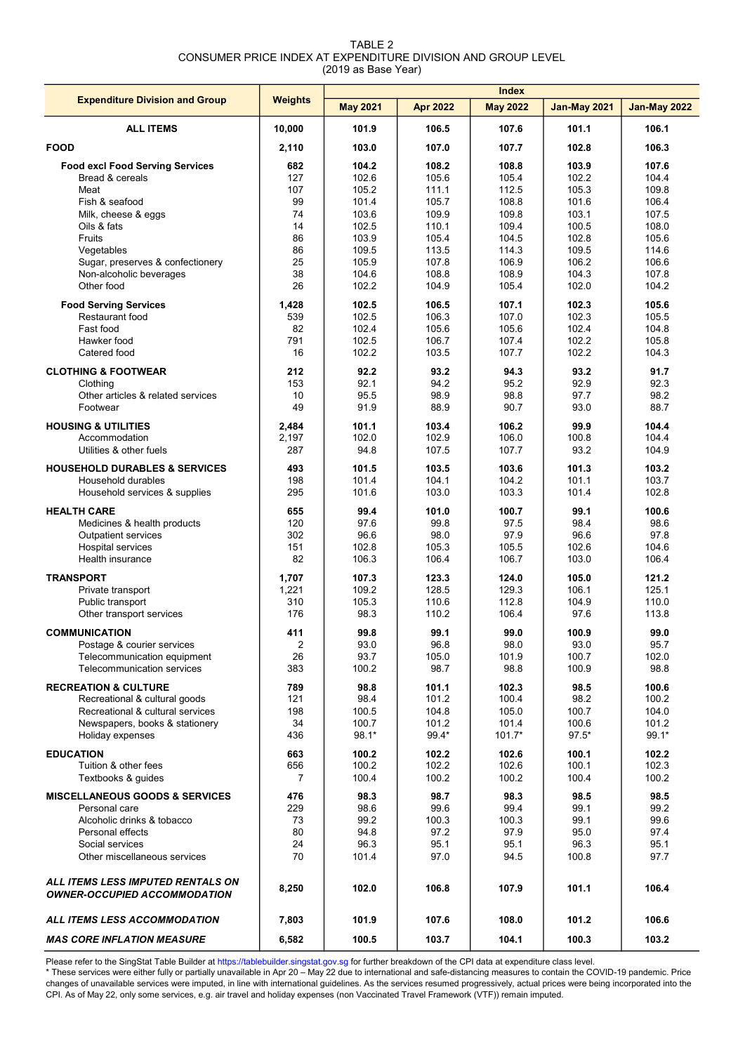TABLE 2
CONSUMER PRICE INDEX AT EXPENDITURE DIVISION AND GROUP LEVEL
(2019 as Base Year)

| Expenditure Division and Group | Weights | Index | | | | |
|---|---|---|---|---|---|---|
| | | May 2021 | Apr 2022 | May 2022 | Jan-May 2021 | Jan-May 2022 |
| **ALL ITEMS** | **10,000** | **101.9** | **106.5** | **107.6** | **101.1** | **106.1** |
| **FOOD** | **2,110** | **103.0** | **107.0** | **107.7** | **102.8** | **106.3** |
| **Food excl Food Serving Services** | **682** | **104.2** | **108.2** | **108.8** | **103.9** | **107.6** |
| Bread & cereals | 127 | 102.6 | 105.6 | 105.4 | 102.2 | 104.4 |
| Meat | 107 | 105.2 | 111.1 | 112.5 | 105.3 | 109.8 |
| Fish & seafood | 99 | 101.4 | 105.7 | 107.2 | 101.6 | 106.4 |
| Milk, cheese & eggs | 74 | 103.6 | 109.9 | 109.8 | 103.1 | 107.5 |
| Oils & fats | 14 | 102.5 | 110.1 | 109.4 | 100.5 | 108.0 |
| Fruits | 86 | 103.9 | 105.4 | 104.5 | 102.8 | 105.6 |
| Vegetables | 86 | 109.5 | 113.5 | 114.3 | 109.5 | 114.6 |
| Sugar, preserves & confectionery | 25 | 105.9 | 107.8 | 106.9 | 106.2 | 106.6 |
| Non-alcoholic beverages | 38 | 104.6 | 108.8 | 108.9 | 104.3 | 107.8 |
| Other food | 26 | 102.2 | 104.9 | 105.4 | 102.0 | 104.2 |
| **Food Serving Services** | **1,428** | **102.5** | **106.5** | **107.1** | **102.3** | **105.6** |
| Restaurant food | 539 | 102.5 | 106.3 | 107.0 | 102.3 | 105.5 |
| Fast food | 82 | 102.4 | 105.6 | 105.6 | 102.4 | 104.8 |
| Hawker food | 791 | 102.5 | 106.7 | 107.4 | 102.2 | 105.8 |
| Catered food | 16 | 102.2 | 103.5 | 107.7 | 102.2 | 104.3 |
| **CLOTHING & FOOTWEAR** | **212** | **92.2** | **93.2** | **94.3** | **93.2** | **91.7** |
| Clothing | 153 | 92.1 | 94.2 | 95.2 | 92.9 | 92.3 |
| Other articles & related services | 10 | 95.5 | 98.9 | 98.8 | 97.7 | 98.2 |
| Footwear | 49 | 91.9 | 88.9 | 90.7 | 93.0 | 88.7 |
| **HOUSING & UTILITIES** | **2,484** | **101.1** | **103.4** | **106.2** | **99.9** | **104.4** |
| Accommodation | 2,197 | 102.0 | 102.9 | 106.0 | 100.8 | 104.4 |
| Utilities & other fuels | 287 | 94.8 | 107.5 | 107.7 | 93.2 | 104.9 |
| **HOUSEHOLD DURABLES & SERVICES** | **493** | **101.5** | **103.5** | **103.6** | **101.3** | **103.2** |
| Household durables | 198 | 101.4 | 104.1 | 104.2 | 101.1 | 103.7 |
| Household services & supplies | 295 | 101.6 | 103.0 | 103.3 | 101.4 | 102.8 |
| **HEALTH CARE** | **655** | **99.4** | **101.0** | **100.7** | **99.1** | **100.6** |
| Medicines & health products | 120 | 97.6 | 99.8 | 97.5 | 98.4 | 98.6 |
| Outpatient services | 302 | 96.6 | 98.0 | 97.9 | 96.6 | 97.8 |
| Hospital services | 151 | 102.8 | 105.3 | 105.5 | 102.6 | 104.6 |
| Health insurance | 82 | 106.3 | 106.4 | 106.7 | 103.0 | 106.4 |
| **TRANSPORT** | **1,707** | **107.3** | **123.3** | **124.0** | **105.0** | **121.2** |
| Private transport | 1,221 | 109.2 | 128.5 | 129.3 | 106.1 | 125.1 |
| Public transport | 310 | 105.3 | 110.6 | 112.8 | 104.9 | 110.0 |
| Other transport services | 176 | 98.3 | 110.2 | 106.4 | 97.6 | 113.8 |
| **COMMUNICATION** | **411** | **99.8** | **99.1** | **99.0** | **100.9** | **99.0** |
| Postage & courier services | 2 | 93.0 | 96.8 | 98.0 | 93.0 | 95.7 |
| Telecommunication equipment | 26 | 93.7 | 105.0 | 101.9 | 100.7 | 102.0 |
| Telecommunication services | 383 | 100.2 | 98.7 | 98.8 | 100.9 | 98.8 |
| **RECREATION & CULTURE** | **789** | **98.8** | **101.1** | **102.3** | **98.5** | **100.6** |
| Recreational & cultural goods | 121 | 98.4 | 101.2 | 100.4 | 98.2 | 100.2 |
| Recreational & cultural services | 198 | 100.5 | 104.8 | 105.0 | 100.7 | 104.0 |
| Newspapers, books & stationery | 34 | 100.7 | 101.2 | 101.4 | 100.6 | 101.2 |
| Holiday expenses | 436 | 98.1* | 99.4* | 101.7* | 97.5* | 99.1* |
| **EDUCATION** | **663** | **100.2** | **102.2** | **102.6** | **100.1** | **102.2** |
| Tuition & other fees | 656 | 100.2 | 102.2 | 102.6 | 100.1 | 102.3 |
| Textbooks & guides | 7 | 100.4 | 100.2 | 100.2 | 100.4 | 100.2 |
| **MISCELLANEOUS GOODS & SERVICES** | **476** | **98.3** | **98.7** | **98.3** | **98.5** | **98.5** |
| Personal care | 229 | 98.6 | 99.6 | 99.4 | 99.1 | 99.2 |
| Alcoholic drinks & tobacco | 73 | 99.2 | 100.3 | 100.3 | 99.1 | 99.6 |
| Personal effects | 80 | 94.8 | 97.2 | 97.9 | 95.0 | 97.4 |
| Social services | 24 | 96.3 | 95.1 | 95.1 | 96.3 | 95.1 |
| Other miscellaneous services | 70 | 101.4 | 97.0 | 94.5 | 100.8 | 97.7 |
| ***ALL ITEMS LESS IMPUTED RENTALS ON OWNER-OCCUPIED ACCOMMODATION*** | **8,250** | **102.0** | **106.8** | **107.9** | **101.1** | **106.4** |
| ***ALL ITEMS LESS ACCOMMODATION*** | **7,803** | **101.9** | **107.6** | **108.0** | **101.2** | **106.6** |
| ***MAS CORE INFLATION MEASURE*** | **6,582** | **100.5** | **103.7** | **104.1** | **100.3** | **103.2** |

Please refer to the SingStat Table Builder at https://tablebuilder.singstat.gov.sg for further breakdown of the CPI data at expenditure class level.

* These services were either fully or partially unavailable in Apr 20 – May 22 due to international and safe-distancing measures to contain the COVID-19 pandemic. Price changes of unavailable services were imputed, in line with international guidelines. As the services resumed progressively, actual prices were being incorporated into the CPI. As of May 22, only some services, e.g. air travel and holiday expenses (non Vaccinated Travel Framework (VTF)) remain imputed.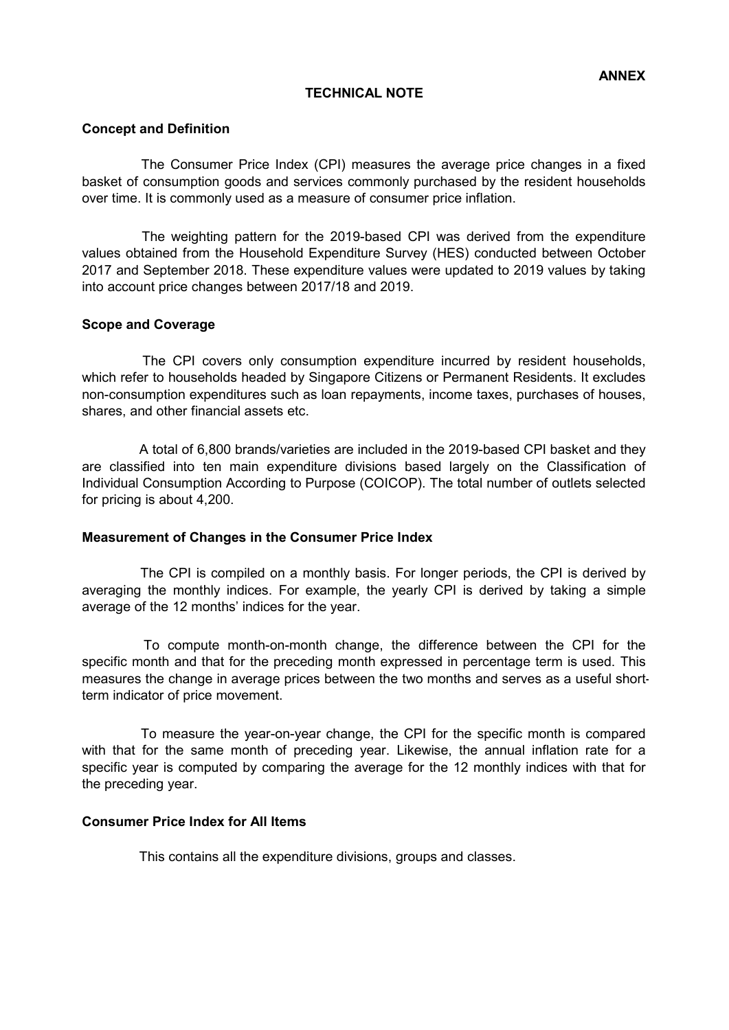**ANNEX**

# TECHNICAL NOTE

## Concept and Definition

The Consumer Price Index (CPI) measures the average price changes in a fixed basket of consumption goods and services commonly purchased by the resident households over time. It is commonly used as a measure of consumer price inflation.

The weighting pattern for the 2019-based CPI was derived from the expenditure values obtained from the Household Expenditure Survey (HES) conducted between October 2017 and September 2018. These expenditure values were updated to 2019 values by taking into account price changes between 2017/18 and 2019.

## Scope and Coverage

The CPI covers only consumption expenditure incurred by resident households, which refer to households headed by Singapore Citizens or Permanent Residents. It excludes non-consumption expenditures such as loan repayments, income taxes, purchases of houses, shares, and other financial assets etc.

A total of 6,800 brands/varieties are included in the 2019-based CPI basket and they are classified into ten main expenditure divisions based largely on the Classification of Individual Consumption According to Purpose (COICOP). The total number of outlets selected for pricing is about 4,200.

## Measurement of Changes in the Consumer Price Index

The CPI is compiled on a monthly basis. For longer periods, the CPI is derived by averaging the monthly indices. For example, the yearly CPI is derived by taking a simple average of the 12 months' indices for the year.

To compute month-on-month change, the difference between the CPI for the specific month and that for the preceding month expressed in percentage term is used. This measures the change in average prices between the two months and serves as a useful short-term indicator of price movement.

To measure the year-on-year change, the CPI for the specific month is compared with that for the same month of preceding year. Likewise, the annual inflation rate for a specific year is computed by comparing the average for the 12 monthly indices with that for the preceding year.

## Consumer Price Index for All Items

This contains all the expenditure divisions, groups and classes.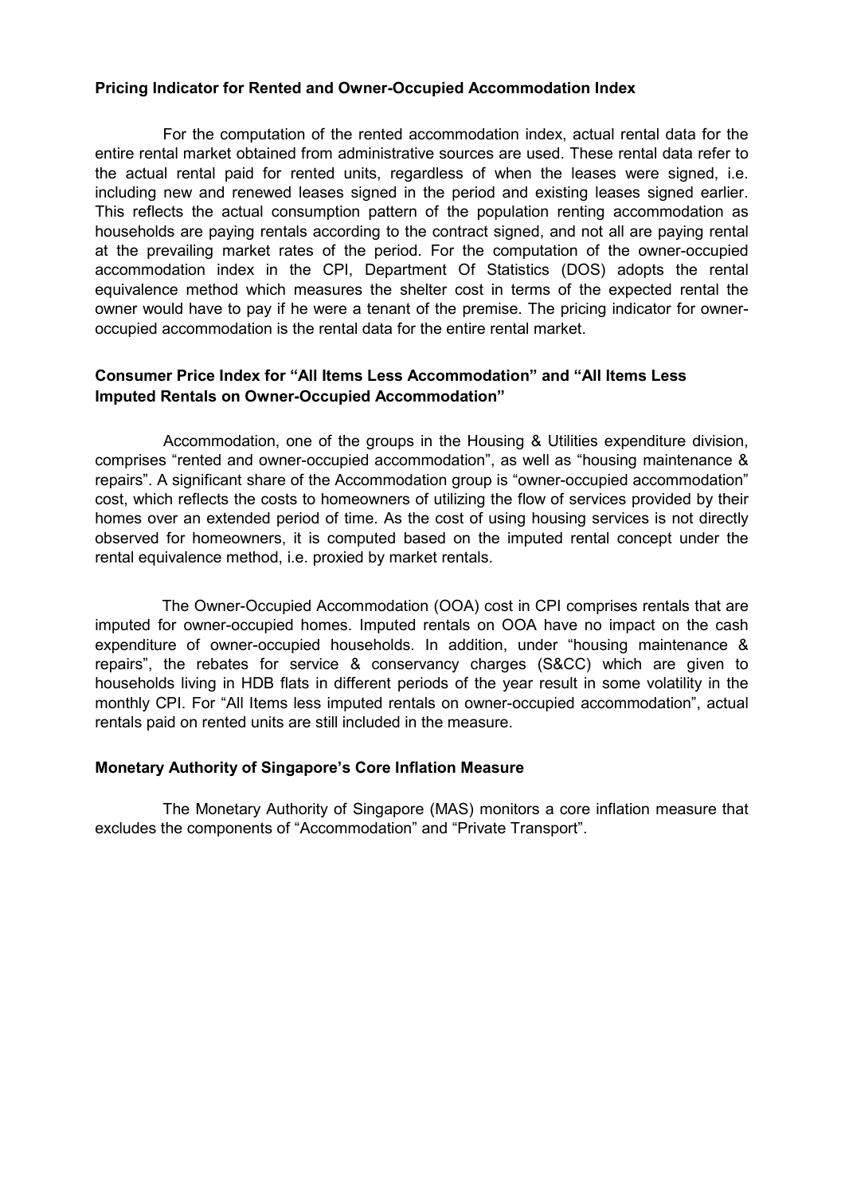**Pricing Indicator for Rented and Owner-Occupied Accommodation Index**

For the computation of the rented accommodation index, actual rental data for the entire rental market obtained from administrative sources are used. These rental data refer to the actual rental paid for rented units, regardless of when the leases were signed, i.e. including new and renewed leases signed in the period and existing leases signed earlier. This reflects the actual consumption pattern of the population renting accommodation as households are paying rentals according to the contract signed, and not all are paying rental at the prevailing market rates of the period. For the computation of the owner-occupied accommodation index in the CPI, Department Of Statistics (DOS) adopts the rental equivalence method which measures the shelter cost in terms of the expected rental the owner would have to pay if he were a tenant of the premise. The pricing indicator for owner-occupied accommodation is the rental data for the entire rental market.

**Consumer Price Index for "All Items Less Accommodation" and "All Items Less Imputed Rentals on Owner-Occupied Accommodation"**

Accommodation, one of the groups in the Housing & Utilities expenditure division, comprises "rented and owner-occupied accommodation", as well as "housing maintenance & repairs". A significant share of the Accommodation group is "owner-occupied accommodation" cost, which reflects the costs to homeowners of utilizing the flow of services provided by their homes over an extended period of time. As the cost of using housing services is not directly observed for homeowners, it is computed based on the imputed rental concept under the rental equivalence method, i.e. proxied by market rentals.

The Owner-Occupied Accommodation (OOA) cost in CPI comprises rentals that are imputed for owner-occupied homes. Imputed rentals on OOA have no impact on the cash expenditure of owner-occupied households. In addition, under "housing maintenance & repairs", the rebates for service & conservancy charges (S&CC) which are given to households living in HDB flats in different periods of the year result in some volatility in the monthly CPI. For "All Items less imputed rentals on owner-occupied accommodation", actual rentals paid on rented units are still included in the measure.

**Monetary Authority of Singapore's Core Inflation Measure**

The Monetary Authority of Singapore (MAS) monitors a core inflation measure that excludes the components of "Accommodation" and "Private Transport".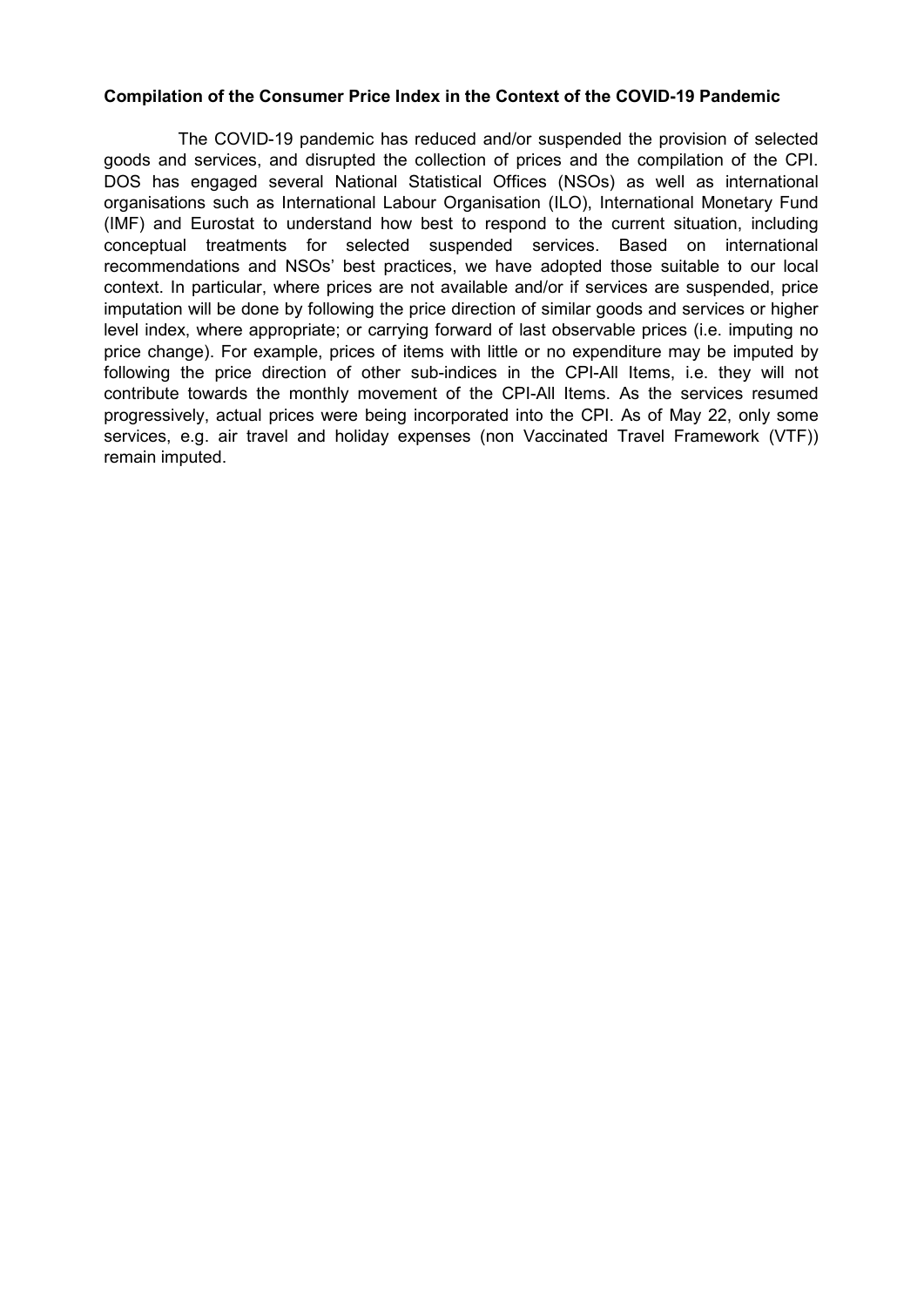**Compilation of the Consumer Price Index in the Context of the COVID-19 Pandemic**

The COVID-19 pandemic has reduced and/or suspended the provision of selected goods and services, and disrupted the collection of prices and the compilation of the CPI. DOS has engaged several National Statistical Offices (NSOs) as well as international organisations such as International Labour Organisation (ILO), International Monetary Fund (IMF) and Eurostat to understand how best to respond to the current situation, including conceptual treatments for selected suspended services. Based on international recommendations and NSOs' best practices, we have adopted those suitable to our local context. In particular, where prices are not available and/or if services are suspended, price imputation will be done by following the price direction of similar goods and services or higher level index, where appropriate; or carrying forward of last observable prices (i.e. imputing no price change). For example, prices of items with little or no expenditure may be imputed by following the price direction of other sub-indices in the CPI-All Items, i.e. they will not contribute towards the monthly movement of the CPI-All Items. As the services resumed progressively, actual prices were being incorporated into the CPI. As of May 22, only some services, e.g. air travel and holiday expenses (non Vaccinated Travel Framework (VTF)) remain imputed.